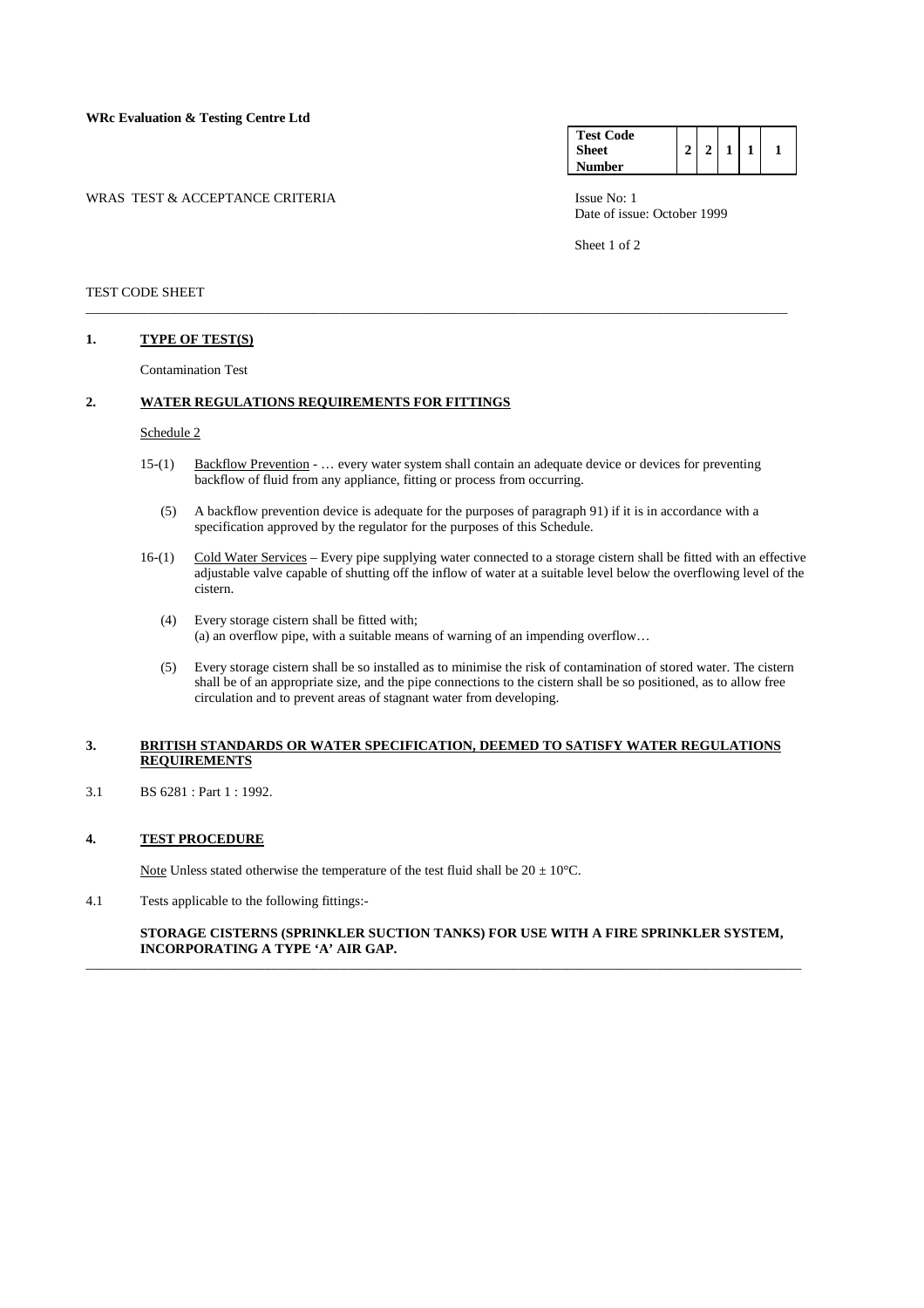**WRc Evaluation & Testing Centre Ltd**

| **Test Code Sheet Number** | **2** | **2** | **1** | **1** | **1** |
|---|---|---|---|---|---|

WRAS TEST & ACCEPTANCE CRITERIA

Issue No: 1
Date of issue: October 1999

Sheet 1 of 2

TEST CODE SHEET

---

## 1. TYPE OF TEST(S)

Contamination Test

## 2. WATER REGULATIONS REQUIREMENTS FOR FITTINGS

Schedule 2

15-(1) Backflow Prevention - … every water system shall contain an adequate device or devices for preventing backflow of fluid from any appliance, fitting or process from occurring.

(5) A backflow prevention device is adequate for the purposes of paragraph 91) if it is in accordance with a specification approved by the regulator for the purposes of this Schedule.

16-(1) Cold Water Services – Every pipe supplying water connected to a storage cistern shall be fitted with an effective adjustable valve capable of shutting off the inflow of water at a suitable level below the overflowing level of the cistern.

(4) Every storage cistern shall be fitted with;
(a) an overflow pipe, with a suitable means of warning of an impending overflow…

(5) Every storage cistern shall be so installed as to minimise the risk of contamination of stored water. The cistern shall be of an appropriate size, and the pipe connections to the cistern shall be so positioned, as to allow free circulation and to prevent areas of stagnant water from developing.

## 3. BRITISH STANDARDS OR WATER SPECIFICATION, DEEMED TO SATISFY WATER REGULATIONS REQUIREMENTS

3.1 BS 6281 : Part 1 : 1992.

## 4. TEST PROCEDURE

Note Unless stated otherwise the temperature of the test fluid shall be $20 \pm 10$°C.

4.1 Tests applicable to the following fittings:-

**STORAGE CISTERNS (SPRINKLER SUCTION TANKS) FOR USE WITH A FIRE SPRINKLER SYSTEM, INCORPORATING A TYPE 'A' AIR GAP.**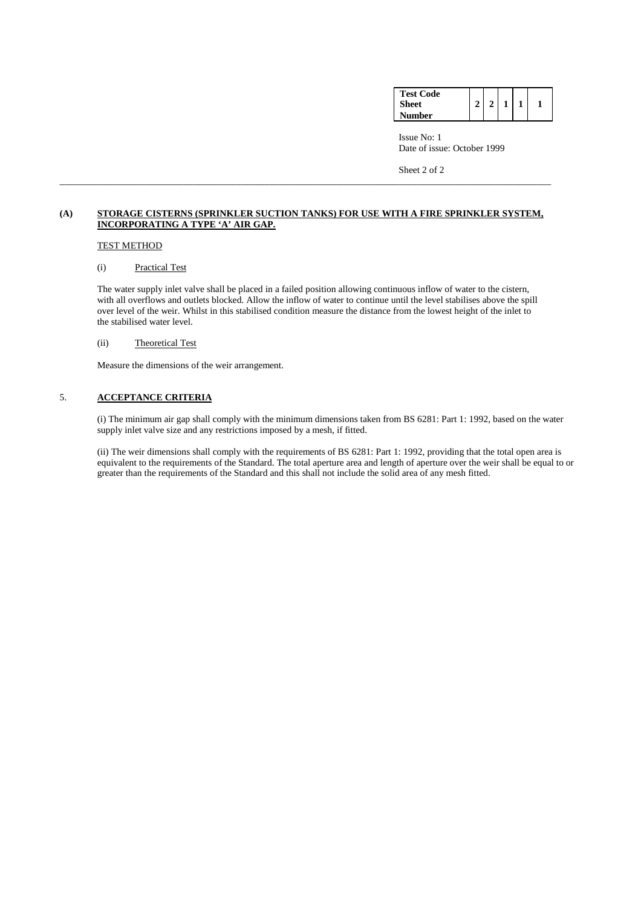| Test Code Sheet Number | 2 | 2 | 1 | 1 | 1 |
|---|---|---|---|---|---|

Issue No: 1
Date of issue: October 1999

**(A) STORAGE CISTERNS (SPRINKLER SUCTION TANKS) FOR USE WITH A FIRE SPRINKLER SYSTEM, INCORPORATING A TYPE 'A' AIR GAP.**

TEST METHOD

(i) Practical Test

The water supply inlet valve shall be placed in a failed position allowing continuous inflow of water to the cistern, with all overflows and outlets blocked. Allow the inflow of water to continue until the level stabilises above the spill over level of the weir. Whilst in this stabilised condition measure the distance from the lowest height of the inlet to the stabilised water level.

(ii) Theoretical Test

Measure the dimensions of the weir arrangement.

## 5. ACCEPTANCE CRITERIA

(i) The minimum air gap shall comply with the minimum dimensions taken from BS 6281: Part 1: 1992, based on the water supply inlet valve size and any restrictions imposed by a mesh, if fitted.

(ii) The weir dimensions shall comply with the requirements of BS 6281: Part 1: 1992, providing that the total open area is equivalent to the requirements of the Standard. The total aperture area and length of aperture over the weir shall be equal to or greater than the requirements of the Standard and this shall not include the solid area of any mesh fitted.